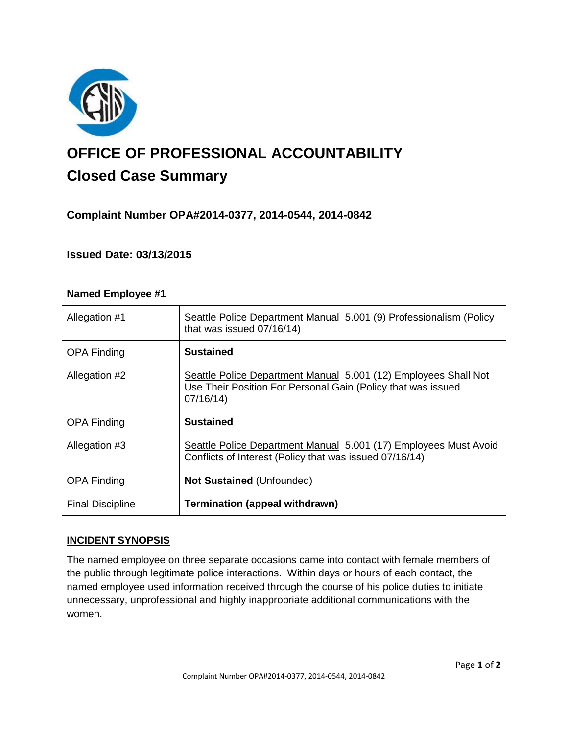# OFFICE OF PROFESSIONAL ACCOUNTABILITY

## Closed Case Summary

### Complaint Number OPA#2014-0377, 2014-0544, 2014-0842

### Issued Date: 03/13/2015

| Named Employee #1 | |
|---|---|
| Allegation #1 | Seattle Police Department Manual 5.001 (9) Professionalism (Policy that was issued 07/16/14) |
| OPA Finding | **Sustained** |
| Allegation #2 | Seattle Police Department Manual 5.001 (12) Employees Shall Not Use Their Position For Personal Gain (Policy that was issued 07/16/14) |
| OPA Finding | **Sustained** |
| Allegation #3 | Seattle Police Department Manual 5.001 (17) Employees Must Avoid Conflicts of Interest (Policy that was issued 07/16/14) |
| OPA Finding | **Not Sustained** (Unfounded) |
| Final Discipline | **Termination (appeal withdrawn)** |

## INCIDENT SYNOPSIS

The named employee on three separate occasions came into contact with female members of the public through legitimate police interactions. Within days or hours of each contact, the named employee used information received through the course of his police duties to initiate unnecessary, unprofessional and highly inappropriate additional communications with the women.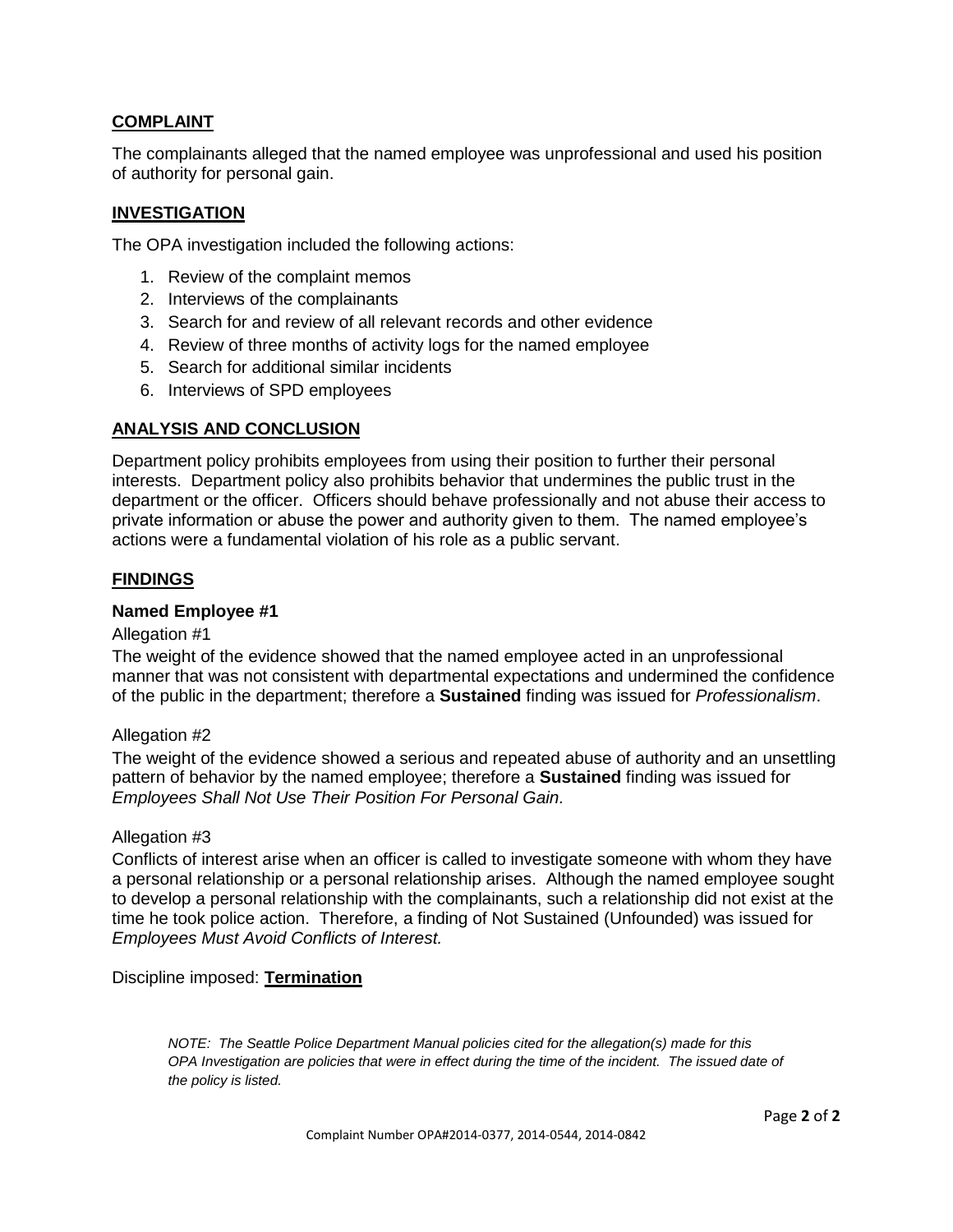## COMPLAINT

The complainants alleged that the named employee was unprofessional and used his position of authority for personal gain.

## INVESTIGATION

The OPA investigation included the following actions:

1. Review of the complaint memos
2. Interviews of the complainants
3. Search for and review of all relevant records and other evidence
4. Review of three months of activity logs for the named employee
5. Search for additional similar incidents
6. Interviews of SPD employees

## ANALYSIS AND CONCLUSION

Department policy prohibits employees from using their position to further their personal interests. Department policy also prohibits behavior that undermines the public trust in the department or the officer. Officers should behave professionally and not abuse their access to private information or abuse the power and authority given to them. The named employee's actions were a fundamental violation of his role as a public servant.

## FINDINGS

### Named Employee #1

Allegation #1

The weight of the evidence showed that the named employee acted in an unprofessional manner that was not consistent with departmental expectations and undermined the confidence of the public in the department; therefore a **Sustained** finding was issued for *Professionalism*.

Allegation #2

The weight of the evidence showed a serious and repeated abuse of authority and an unsettling pattern of behavior by the named employee; therefore a **Sustained** finding was issued for *Employees Shall Not Use Their Position For Personal Gain.*

Allegation #3

Conflicts of interest arise when an officer is called to investigate someone with whom they have a personal relationship or a personal relationship arises. Although the named employee sought to develop a personal relationship with the complainants, such a relationship did not exist at the time he took police action. Therefore, a finding of Not Sustained (Unfounded) was issued for *Employees Must Avoid Conflicts of Interest.*

Discipline imposed: **Termination**

*NOTE: The Seattle Police Department Manual policies cited for the allegation(s) made for this OPA Investigation are policies that were in effect during the time of the incident. The issued date of the policy is listed.*

Complaint Number OPA#2014-0377, 2014-0544, 2014-0842